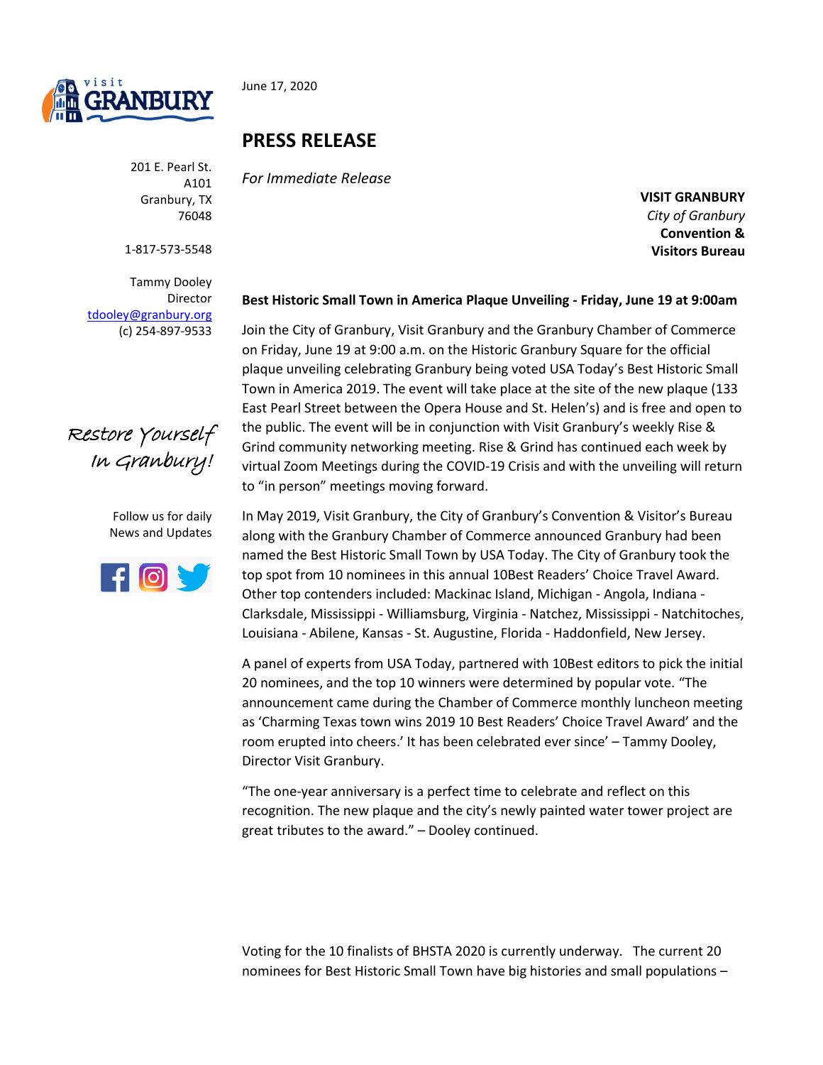visit GRANBURY

June 17, 2020

# PRESS RELEASE

*For Immediate Release*

**VISIT GRANBURY**
*City of Granbury*
**Convention & Visitors Bureau**

201 E. Pearl St.
A101
Granbury, TX
76048

1-817-573-5548

Tammy Dooley
Director
tdooley@granbury.org
(c) 254-897-9533

*Restore Yourself In Granbury!*

Follow us for daily News and Updates

**Best Historic Small Town in America Plaque Unveiling - Friday, June 19 at 9:00am**

Join the City of Granbury, Visit Granbury and the Granbury Chamber of Commerce on Friday, June 19 at 9:00 a.m. on the Historic Granbury Square for the official plaque unveiling celebrating Granbury being voted USA Today's Best Historic Small Town in America 2019. The event will take place at the site of the new plaque (133 East Pearl Street between the Opera House and St. Helen's) and is free and open to the public. The event will be in conjunction with Visit Granbury's weekly Rise & Grind community networking meeting. Rise & Grind has continued each week by virtual Zoom Meetings during the COVID-19 Crisis and with the unveiling will return to "in person" meetings moving forward.

In May 2019, Visit Granbury, the City of Granbury's Convention & Visitor's Bureau along with the Granbury Chamber of Commerce announced Granbury had been named the Best Historic Small Town by USA Today. The City of Granbury took the top spot from 10 nominees in this annual 10Best Readers' Choice Travel Award. Other top contenders included: Mackinac Island, Michigan - Angola, Indiana - Clarksdale, Mississippi - Williamsburg, Virginia - Natchez, Mississippi - Natchitoches, Louisiana - Abilene, Kansas - St. Augustine, Florida - Haddonfield, New Jersey.

A panel of experts from USA Today, partnered with 10Best editors to pick the initial 20 nominees, and the top 10 winners were determined by popular vote. "The announcement came during the Chamber of Commerce monthly luncheon meeting as 'Charming Texas town wins 2019 10 Best Readers' Choice Travel Award' and the room erupted into cheers.' It has been celebrated ever since' – Tammy Dooley, Director Visit Granbury.

"The one-year anniversary is a perfect time to celebrate and reflect on this recognition. The new plaque and the city's newly painted water tower project are great tributes to the award." – Dooley continued.

Voting for the 10 finalists of BHSTA 2020 is currently underway. The current 20 nominees for Best Historic Small Town have big histories and small populations –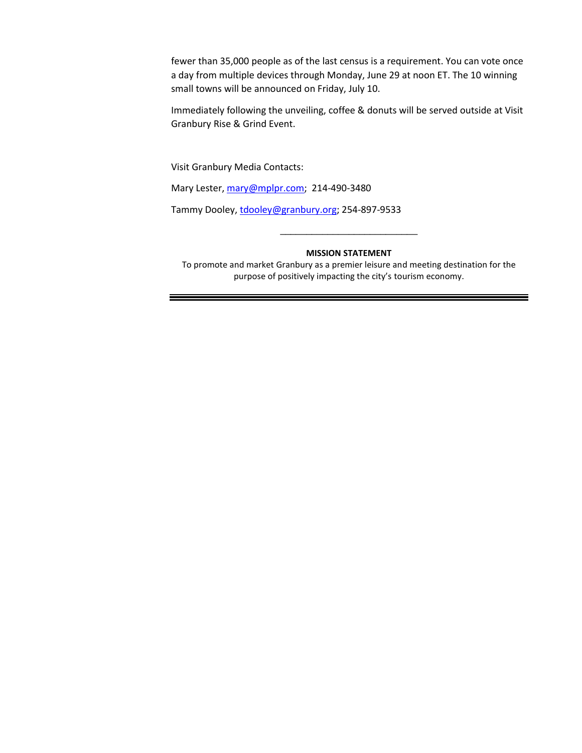fewer than 35,000 people as of the last census is a requirement. You can vote once a day from multiple devices through Monday, June 29 at noon ET. The 10 winning small towns will be announced on Friday, July 10.

Immediately following the unveiling, coffee & donuts will be served outside at Visit Granbury Rise & Grind Event.

Visit Granbury Media Contacts:

Mary Lester, mary@mplpr.com; 214-490-3480

Tammy Dooley, tdooley@granbury.org; 254-897-9533

---

**MISSION STATEMENT**

To promote and market Granbury as a premier leisure and meeting destination for the purpose of positively impacting the city's tourism economy.